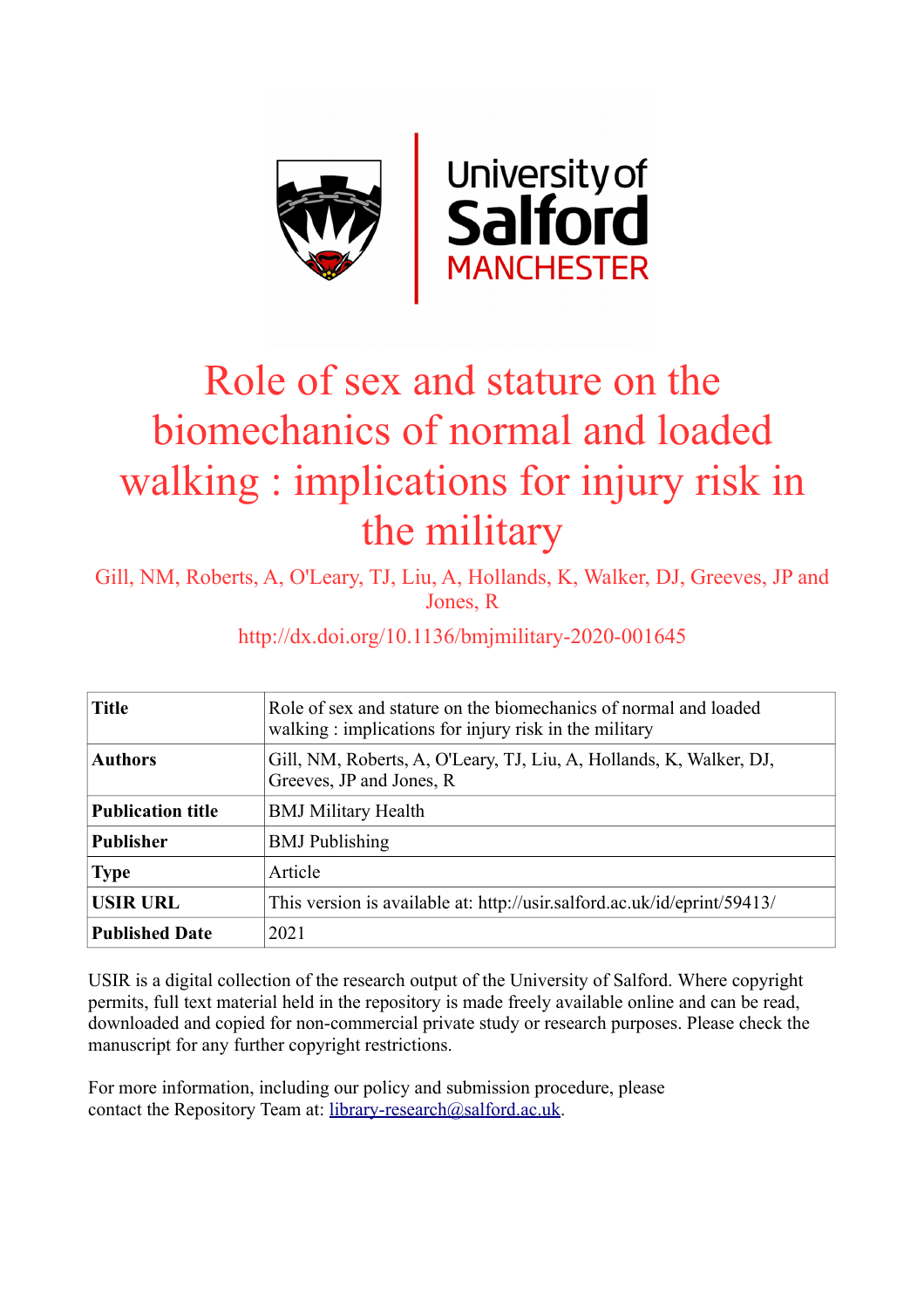# Role of sex and stature on the biomechanics of normal and loaded walking : implications for injury risk in the military

Gill, NM, Roberts, A, O'Leary, TJ, Liu, A, Hollands, K, Walker, DJ, Greeves, JP and Jones, R

http://dx.doi.org/10.1136/bmjmilitary-2020-001645

| | |
|---|---|
| **Title** | Role of sex and stature on the biomechanics of normal and loaded walking : implications for injury risk in the military |
| **Authors** | Gill, NM, Roberts, A, O'Leary, TJ, Liu, A, Hollands, K, Walker, DJ, Greeves, JP and Jones, R |
| **Publication title** | BMJ Military Health |
| **Publisher** | BMJ Publishing |
| **Type** | Article |
| **USIR URL** | This version is available at: http://usir.salford.ac.uk/id/eprint/59413/ |
| **Published Date** | 2021 |

USIR is a digital collection of the research output of the University of Salford. Where copyright permits, full text material held in the repository is made freely available online and can be read, downloaded and copied for non-commercial private study or research purposes. Please check the manuscript for any further copyright restrictions.

For more information, including our policy and submission procedure, please contact the Repository Team at: library-research@salford.ac.uk.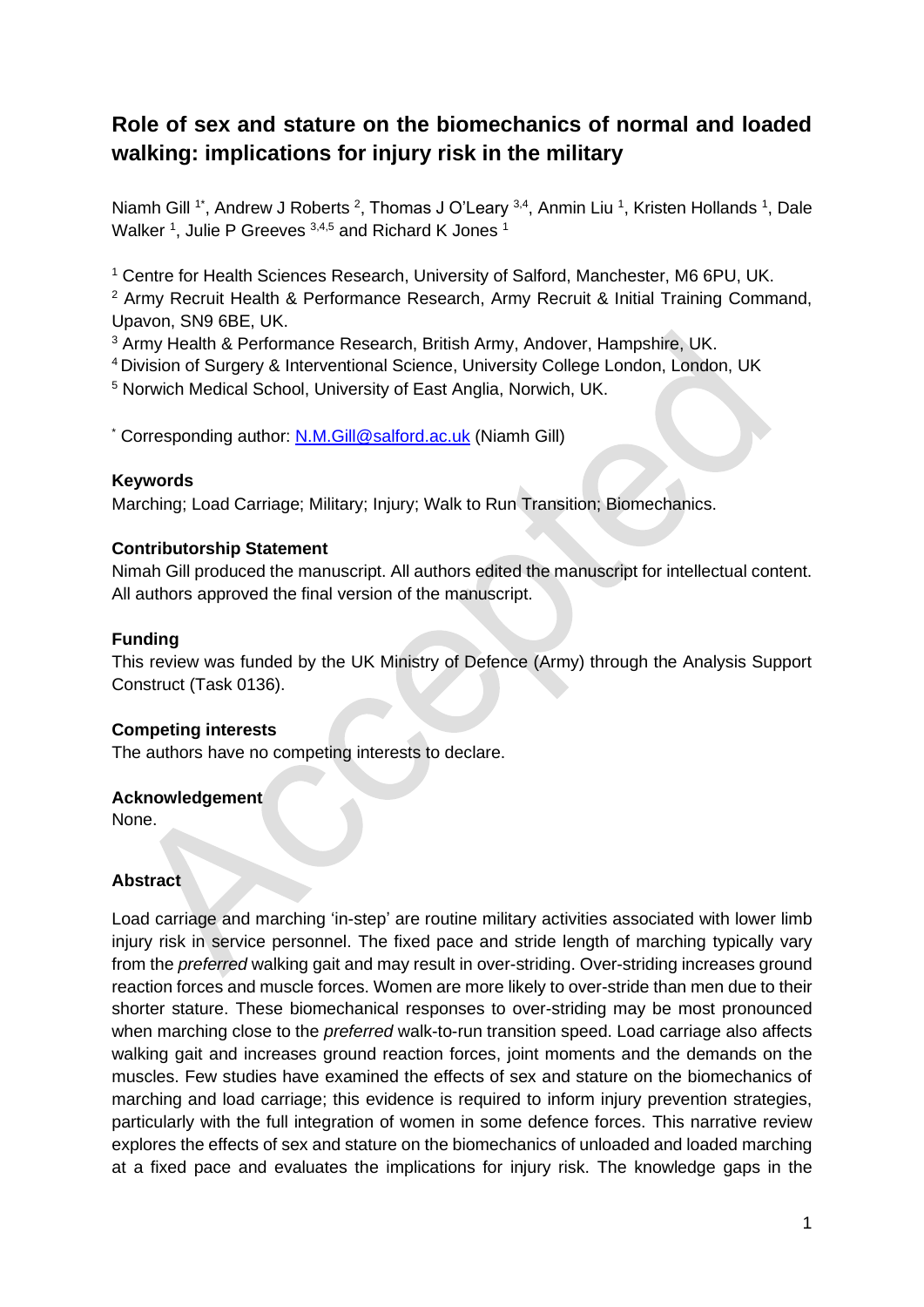# Role of sex and stature on the biomechanics of normal and loaded walking: implications for injury risk in the military

Niamh Gill [1*], Andrew J Roberts [2], Thomas J O'Leary [3,4], Anmin Liu [1], Kristen Hollands [1], Dale Walker [1], Julie P Greeves [3,4,5] and Richard K Jones [1]

[1] Centre for Health Sciences Research, University of Salford, Manchester, M6 6PU, UK.

[2] Army Recruit Health & Performance Research, Army Recruit & Initial Training Command, Upavon, SN9 6BE, UK.

[3] Army Health & Performance Research, British Army, Andover, Hampshire, UK.

[4] Division of Surgery & Interventional Science, University College London, London, UK

[5] Norwich Medical School, University of East Anglia, Norwich, UK.

[*] Corresponding author: N.M.Gill@salford.ac.uk (Niamh Gill)

**Keywords**

Marching; Load Carriage; Military; Injury; Walk to Run Transition; Biomechanics.

**Contributorship Statement**

Nimah Gill produced the manuscript. All authors edited the manuscript for intellectual content. All authors approved the final version of the manuscript.

**Funding**

This review was funded by the UK Ministry of Defence (Army) through the Analysis Support Construct (Task 0136).

**Competing interests**

The authors have no competing interests to declare.

**Acknowledgement**

None.

**Abstract**

Load carriage and marching 'in-step' are routine military activities associated with lower limb injury risk in service personnel. The fixed pace and stride length of marching typically vary from the *preferred* walking gait and may result in over-striding. Over-striding increases ground reaction forces and muscle forces. Women are more likely to over-stride than men due to their shorter stature. These biomechanical responses to over-striding may be most pronounced when marching close to the *preferred* walk-to-run transition speed. Load carriage also affects walking gait and increases ground reaction forces, joint moments and the demands on the muscles. Few studies have examined the effects of sex and stature on the biomechanics of marching and load carriage; this evidence is required to inform injury prevention strategies, particularly with the full integration of women in some defence forces. This narrative review explores the effects of sex and stature on the biomechanics of unloaded and loaded marching at a fixed pace and evaluates the implications for injury risk. The knowledge gaps in the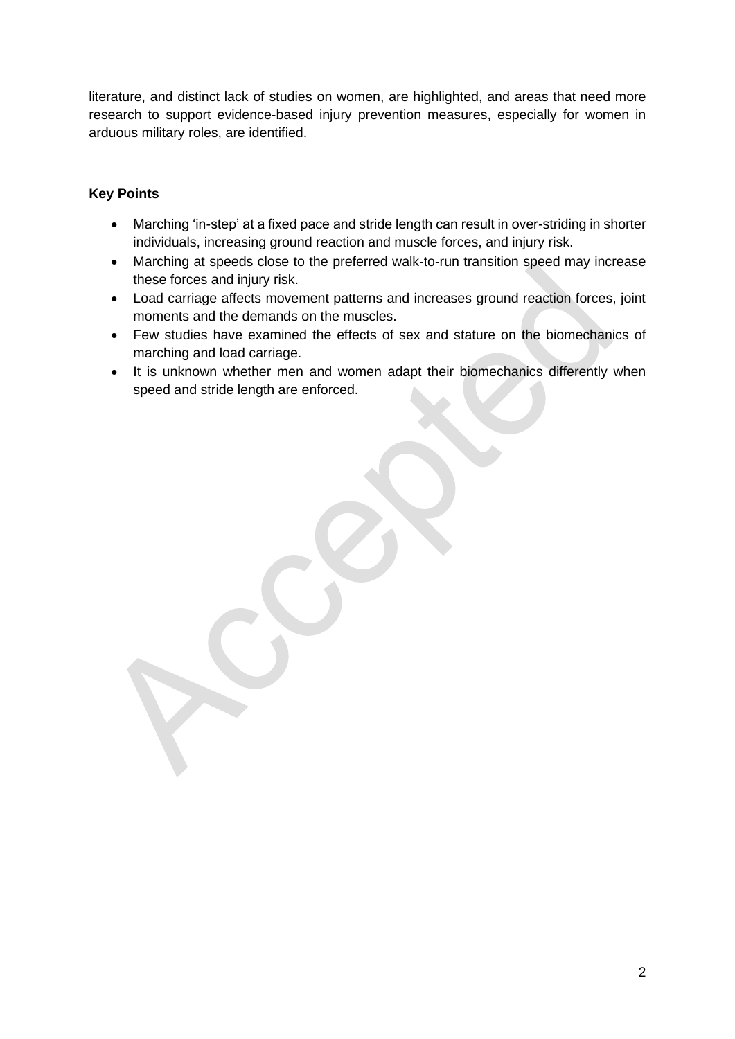literature, and distinct lack of studies on women, are highlighted, and areas that need more research to support evidence-based injury prevention measures, especially for women in arduous military roles, are identified.

**Key Points**

- Marching 'in-step' at a fixed pace and stride length can result in over-striding in shorter individuals, increasing ground reaction and muscle forces, and injury risk.
- Marching at speeds close to the preferred walk-to-run transition speed may increase these forces and injury risk.
- Load carriage affects movement patterns and increases ground reaction forces, joint moments and the demands on the muscles.
- Few studies have examined the effects of sex and stature on the biomechanics of marching and load carriage.
- It is unknown whether men and women adapt their biomechanics differently when speed and stride length are enforced.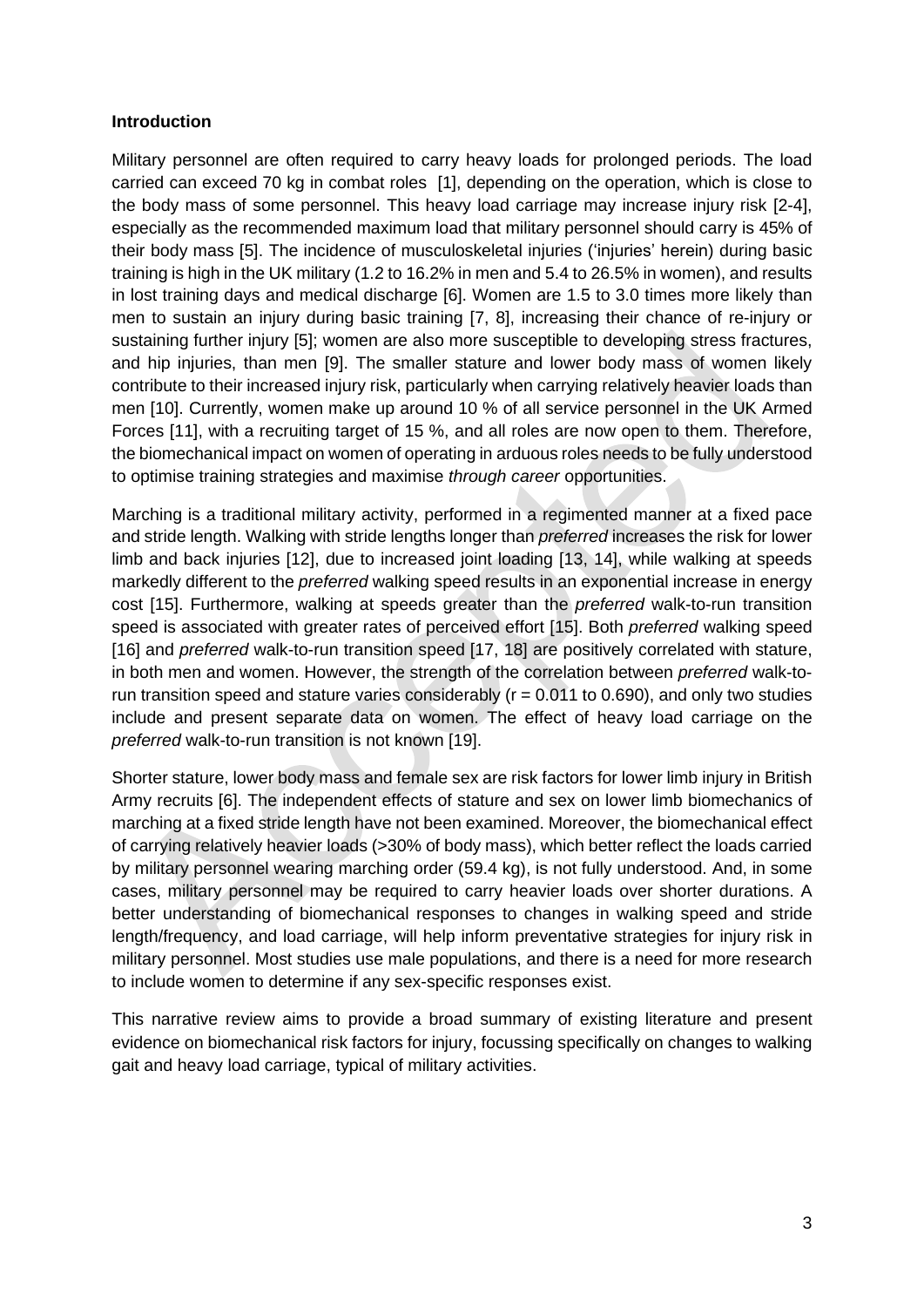## Introduction

Military personnel are often required to carry heavy loads for prolonged periods. The load carried can exceed 70 kg in combat roles [1], depending on the operation, which is close to the body mass of some personnel. This heavy load carriage may increase injury risk [2-4], especially as the recommended maximum load that military personnel should carry is 45% of their body mass [5]. The incidence of musculoskeletal injuries ('injuries' herein) during basic training is high in the UK military (1.2 to 16.2% in men and 5.4 to 26.5% in women), and results in lost training days and medical discharge [6]. Women are 1.5 to 3.0 times more likely than men to sustain an injury during basic training [7, 8], increasing their chance of re-injury or sustaining further injury [5]; women are also more susceptible to developing stress fractures, and hip injuries, than men [9]. The smaller stature and lower body mass of women likely contribute to their increased injury risk, particularly when carrying relatively heavier loads than men [10]. Currently, women make up around 10 % of all service personnel in the UK Armed Forces [11], with a recruiting target of 15 %, and all roles are now open to them. Therefore, the biomechanical impact on women of operating in arduous roles needs to be fully understood to optimise training strategies and maximise *through career* opportunities.

Marching is a traditional military activity, performed in a regimented manner at a fixed pace and stride length. Walking with stride lengths longer than *preferred* increases the risk for lower limb and back injuries [12], due to increased joint loading [13, 14], while walking at speeds markedly different to the *preferred* walking speed results in an exponential increase in energy cost [15]. Furthermore, walking at speeds greater than the *preferred* walk-to-run transition speed is associated with greater rates of perceived effort [15]. Both *preferred* walking speed [16] and *preferred* walk-to-run transition speed [17, 18] are positively correlated with stature, in both men and women. However, the strength of the correlation between *preferred* walk-to-run transition speed and stature varies considerably ($r = 0.011$ to $0.690$), and only two studies include and present separate data on women. The effect of heavy load carriage on the *preferred* walk-to-run transition is not known [19].

Shorter stature, lower body mass and female sex are risk factors for lower limb injury in British Army recruits [6]. The independent effects of stature and sex on lower limb biomechanics of marching at a fixed stride length have not been examined. Moreover, the biomechanical effect of carrying relatively heavier loads (>30% of body mass), which better reflect the loads carried by military personnel wearing marching order (59.4 kg), is not fully understood. And, in some cases, military personnel may be required to carry heavier loads over shorter durations. A better understanding of biomechanical responses to changes in walking speed and stride length/frequency, and load carriage, will help inform preventative strategies for injury risk in military personnel. Most studies use male populations, and there is a need for more research to include women to determine if any sex-specific responses exist.

This narrative review aims to provide a broad summary of existing literature and present evidence on biomechanical risk factors for injury, focussing specifically on changes to walking gait and heavy load carriage, typical of military activities.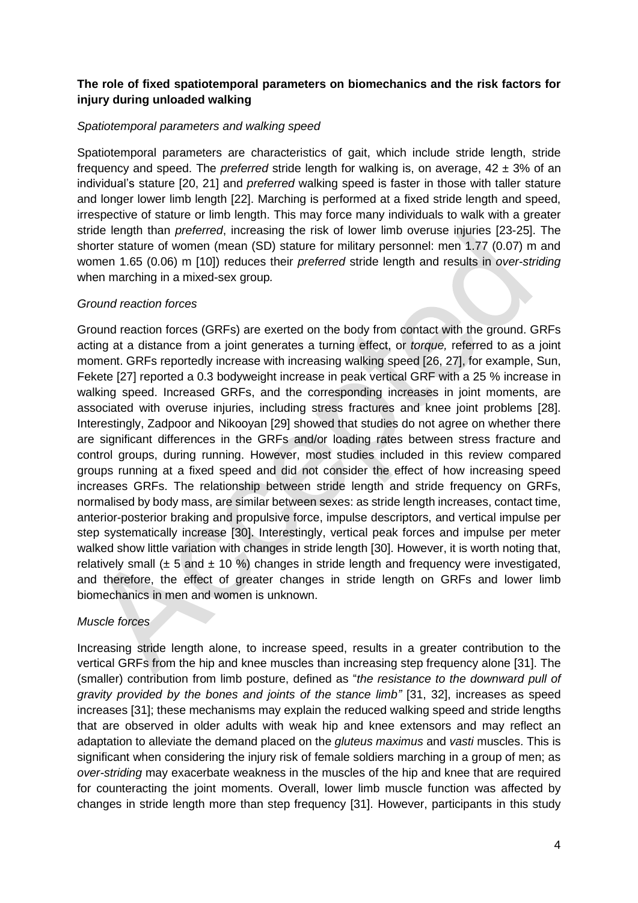**The role of fixed spatiotemporal parameters on biomechanics and the risk factors for injury during unloaded walking**

*Spatiotemporal parameters and walking speed*

Spatiotemporal parameters are characteristics of gait, which include stride length, stride frequency and speed. The *preferred* stride length for walking is, on average, 42 ± 3% of an individual's stature [20, 21] and *preferred* walking speed is faster in those with taller stature and longer lower limb length [22]. Marching is performed at a fixed stride length and speed, irrespective of stature or limb length. This may force many individuals to walk with a greater stride length than *preferred*, increasing the risk of lower limb overuse injuries [23-25]. The shorter stature of women (mean (SD) stature for military personnel: men 1.77 (0.07) m and women 1.65 (0.06) m [10]) reduces their *preferred* stride length and results in *over-striding* when marching in a mixed-sex group.

*Ground reaction forces*

Ground reaction forces (GRFs) are exerted on the body from contact with the ground. GRFs acting at a distance from a joint generates a turning effect, or *torque,* referred to as a joint moment. GRFs reportedly increase with increasing walking speed [26, 27], for example, Sun, Fekete [27] reported a 0.3 bodyweight increase in peak vertical GRF with a 25 % increase in walking speed. Increased GRFs, and the corresponding increases in joint moments, are associated with overuse injuries, including stress fractures and knee joint problems [28]. Interestingly, Zadpoor and Nikooyan [29] showed that studies do not agree on whether there are significant differences in the GRFs and/or loading rates between stress fracture and control groups, during running. However, most studies included in this review compared groups running at a fixed speed and did not consider the effect of how increasing speed increases GRFs. The relationship between stride length and stride frequency on GRFs, normalised by body mass, are similar between sexes: as stride length increases, contact time, anterior-posterior braking and propulsive force, impulse descriptors, and vertical impulse per step systematically increase [30]. Interestingly, vertical peak forces and impulse per meter walked show little variation with changes in stride length [30]. However, it is worth noting that, relatively small (± 5 and ± 10 %) changes in stride length and frequency were investigated, and therefore, the effect of greater changes in stride length on GRFs and lower limb biomechanics in men and women is unknown.

*Muscle forces*

Increasing stride length alone, to increase speed, results in a greater contribution to the vertical GRFs from the hip and knee muscles than increasing step frequency alone [31]. The (smaller) contribution from limb posture, defined as "*the resistance to the downward pull of gravity provided by the bones and joints of the stance limb"* [31, 32], increases as speed increases [31]; these mechanisms may explain the reduced walking speed and stride lengths that are observed in older adults with weak hip and knee extensors and may reflect an adaptation to alleviate the demand placed on the *gluteus maximus* and *vasti* muscles. This is significant when considering the injury risk of female soldiers marching in a group of men; as *over-striding* may exacerbate weakness in the muscles of the hip and knee that are required for counteracting the joint moments. Overall, lower limb muscle function was affected by changes in stride length more than step frequency [31]. However, participants in this study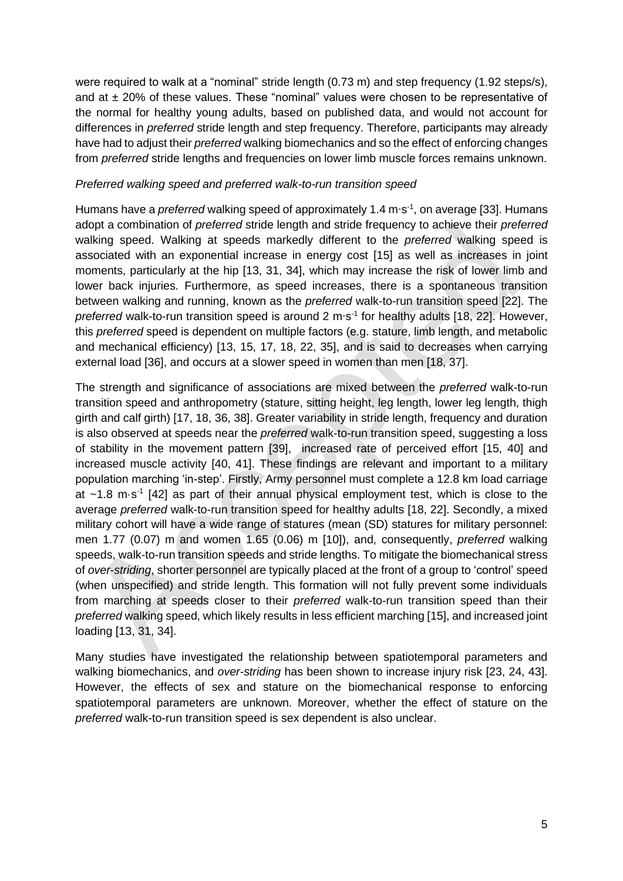were required to walk at a "nominal" stride length (0.73 m) and step frequency (1.92 steps/s), and at ± 20% of these values. These "nominal" values were chosen to be representative of the normal for healthy young adults, based on published data, and would not account for differences in *preferred* stride length and step frequency. Therefore, participants may already have had to adjust their *preferred* walking biomechanics and so the effect of enforcing changes from *preferred* stride lengths and frequencies on lower limb muscle forces remains unknown.

*Preferred walking speed and preferred walk-to-run transition speed*

Humans have a *preferred* walking speed of approximately 1.4 $m \cdot s^{-1}$, on average [33]. Humans adopt a combination of *preferred* stride length and stride frequency to achieve their *preferred* walking speed. Walking at speeds markedly different to the *preferred* walking speed is associated with an exponential increase in energy cost [15] as well as increases in joint moments, particularly at the hip [13, 31, 34], which may increase the risk of lower limb and lower back injuries. Furthermore, as speed increases, there is a spontaneous transition between walking and running, known as the *preferred* walk-to-run transition speed [22]. The *preferred* walk-to-run transition speed is around 2 $m \cdot s^{-1}$ for healthy adults [18, 22]. However, this *preferred* speed is dependent on multiple factors (e.g. stature, limb length, and metabolic and mechanical efficiency) [13, 15, 17, 18, 22, 35], and is said to decreases when carrying external load [36], and occurs at a slower speed in women than men [18, 37].

The strength and significance of associations are mixed between the *preferred* walk-to-run transition speed and anthropometry (stature, sitting height, leg length, lower leg length, thigh girth and calf girth) [17, 18, 36, 38]. Greater variability in stride length, frequency and duration is also observed at speeds near the *preferred* walk-to-run transition speed, suggesting a loss of stability in the movement pattern [39], increased rate of perceived effort [15, 40] and increased muscle activity [40, 41]. These findings are relevant and important to a military population marching 'in-step'. Firstly, Army personnel must complete a 12.8 km load carriage at ~1.8 $m \cdot s^{-1}$ [42] as part of their annual physical employment test, which is close to the average *preferred* walk-to-run transition speed for healthy adults [18, 22]. Secondly, a mixed military cohort will have a wide range of statures (mean (SD) statures for military personnel: men 1.77 (0.07) m and women 1.65 (0.06) m [10]), and, consequently, *preferred* walking speeds, walk-to-run transition speeds and stride lengths. To mitigate the biomechanical stress of *over-striding*, shorter personnel are typically placed at the front of a group to 'control' speed (when unspecified) and stride length. This formation will not fully prevent some individuals from marching at speeds closer to their *preferred* walk-to-run transition speed than their *preferred* walking speed, which likely results in less efficient marching [15], and increased joint loading [13, 31, 34].

Many studies have investigated the relationship between spatiotemporal parameters and walking biomechanics, and *over-striding* has been shown to increase injury risk [23, 24, 43]. However, the effects of sex and stature on the biomechanical response to enforcing spatiotemporal parameters are unknown. Moreover, whether the effect of stature on the *preferred* walk-to-run transition speed is sex dependent is also unclear.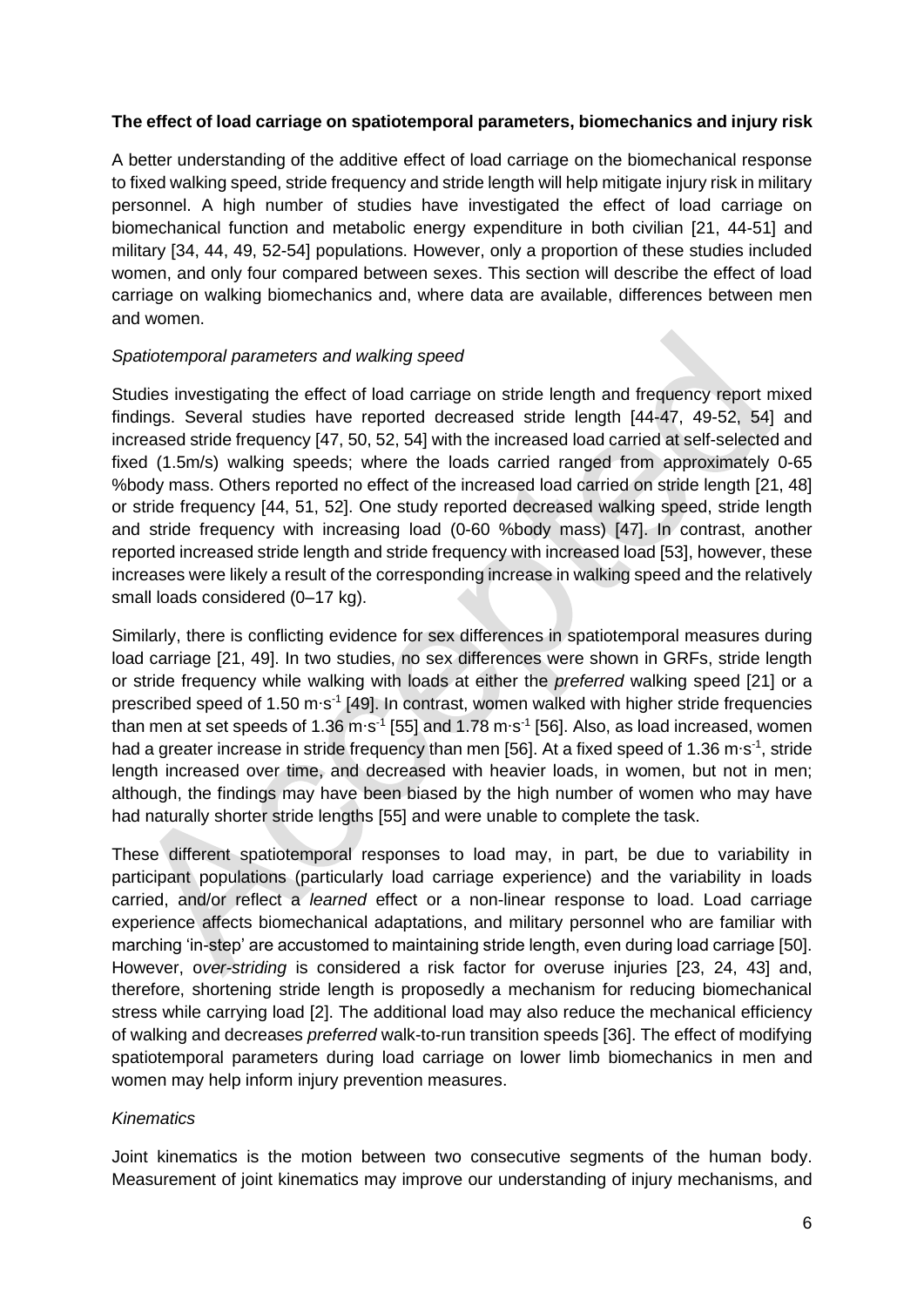**The effect of load carriage on spatiotemporal parameters, biomechanics and injury risk**

A better understanding of the additive effect of load carriage on the biomechanical response to fixed walking speed, stride frequency and stride length will help mitigate injury risk in military personnel. A high number of studies have investigated the effect of load carriage on biomechanical function and metabolic energy expenditure in both civilian [21, 44-51] and military [34, 44, 49, 52-54] populations. However, only a proportion of these studies included women, and only four compared between sexes. This section will describe the effect of load carriage on walking biomechanics and, where data are available, differences between men and women.

*Spatiotemporal parameters and walking speed*

Studies investigating the effect of load carriage on stride length and frequency report mixed findings. Several studies have reported decreased stride length [44-47, 49-52, 54] and increased stride frequency [47, 50, 52, 54] with the increased load carried at self-selected and fixed (1.5m/s) walking speeds; where the loads carried ranged from approximately 0-65 %body mass. Others reported no effect of the increased load carried on stride length [21, 48] or stride frequency [44, 51, 52]. One study reported decreased walking speed, stride length and stride frequency with increasing load (0-60 %body mass) [47]. In contrast, another reported increased stride length and stride frequency with increased load [53], however, these increases were likely a result of the corresponding increase in walking speed and the relatively small loads considered (0–17 kg).

Similarly, there is conflicting evidence for sex differences in spatiotemporal measures during load carriage [21, 49]. In two studies, no sex differences were shown in GRFs, stride length or stride frequency while walking with loads at either the *preferred* walking speed [21] or a prescribed speed of 1.50 $m \cdot s^{-1}$ [49]. In contrast, women walked with higher stride frequencies than men at set speeds of 1.36 $m \cdot s^{-1}$ [55] and 1.78 $m \cdot s^{-1}$ [56]. Also, as load increased, women had a greater increase in stride frequency than men [56]. At a fixed speed of 1.36 $m \cdot s^{-1}$, stride length increased over time, and decreased with heavier loads, in women, but not in men; although, the findings may have been biased by the high number of women who may have had naturally shorter stride lengths [55] and were unable to complete the task.

These different spatiotemporal responses to load may, in part, be due to variability in participant populations (particularly load carriage experience) and the variability in loads carried, and/or reflect a *learned* effect or a non-linear response to load. Load carriage experience affects biomechanical adaptations, and military personnel who are familiar with marching 'in-step' are accustomed to maintaining stride length, even during load carriage [50]. However, *over-striding* is considered a risk factor for overuse injuries [23, 24, 43] and, therefore, shortening stride length is proposedly a mechanism for reducing biomechanical stress while carrying load [2]. The additional load may also reduce the mechanical efficiency of walking and decreases *preferred* walk-to-run transition speeds [36]. The effect of modifying spatiotemporal parameters during load carriage on lower limb biomechanics in men and women may help inform injury prevention measures.

*Kinematics*

Joint kinematics is the motion between two consecutive segments of the human body. Measurement of joint kinematics may improve our understanding of injury mechanisms, and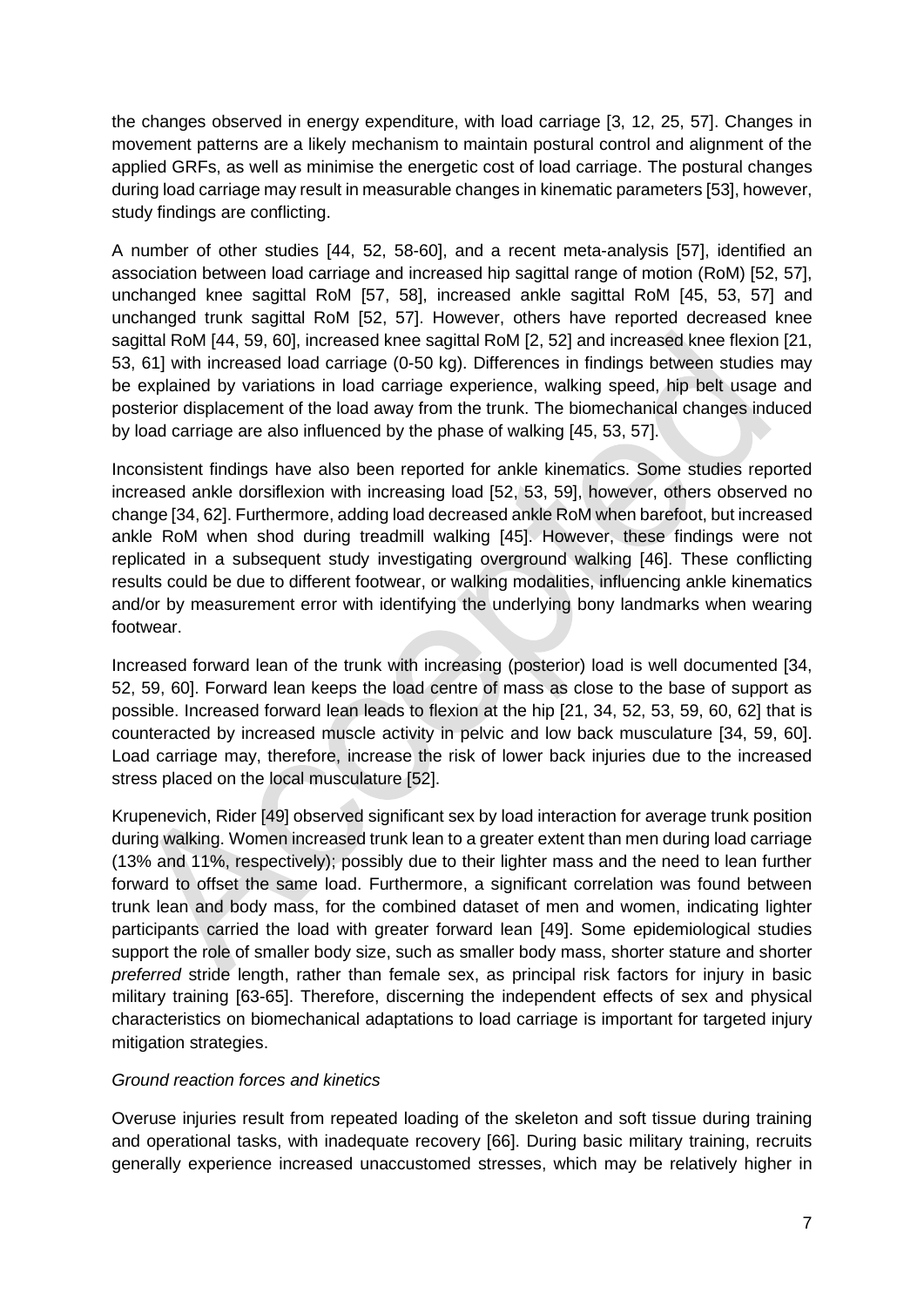the changes observed in energy expenditure, with load carriage [3, 12, 25, 57]. Changes in movement patterns are a likely mechanism to maintain postural control and alignment of the applied GRFs, as well as minimise the energetic cost of load carriage. The postural changes during load carriage may result in measurable changes in kinematic parameters [53], however, study findings are conflicting.

A number of other studies [44, 52, 58-60], and a recent meta-analysis [57], identified an association between load carriage and increased hip sagittal range of motion (RoM) [52, 57], unchanged knee sagittal RoM [57, 58], increased ankle sagittal RoM [45, 53, 57] and unchanged trunk sagittal RoM [52, 57]. However, others have reported decreased knee sagittal RoM [44, 59, 60], increased knee sagittal RoM [2, 52] and increased knee flexion [21, 53, 61] with increased load carriage (0-50 kg). Differences in findings between studies may be explained by variations in load carriage experience, walking speed, hip belt usage and posterior displacement of the load away from the trunk. The biomechanical changes induced by load carriage are also influenced by the phase of walking [45, 53, 57].

Inconsistent findings have also been reported for ankle kinematics. Some studies reported increased ankle dorsiflexion with increasing load [52, 53, 59], however, others observed no change [34, 62]. Furthermore, adding load decreased ankle RoM when barefoot, but increased ankle RoM when shod during treadmill walking [45]. However, these findings were not replicated in a subsequent study investigating overground walking [46]. These conflicting results could be due to different footwear, or walking modalities, influencing ankle kinematics and/or by measurement error with identifying the underlying bony landmarks when wearing footwear.

Increased forward lean of the trunk with increasing (posterior) load is well documented [34, 52, 59, 60]. Forward lean keeps the load centre of mass as close to the base of support as possible. Increased forward lean leads to flexion at the hip [21, 34, 52, 53, 59, 60, 62] that is counteracted by increased muscle activity in pelvic and low back musculature [34, 59, 60]. Load carriage may, therefore, increase the risk of lower back injuries due to the increased stress placed on the local musculature [52].

Krupenevich, Rider [49] observed significant sex by load interaction for average trunk position during walking. Women increased trunk lean to a greater extent than men during load carriage (13% and 11%, respectively); possibly due to their lighter mass and the need to lean further forward to offset the same load. Furthermore, a significant correlation was found between trunk lean and body mass, for the combined dataset of men and women, indicating lighter participants carried the load with greater forward lean [49]. Some epidemiological studies support the role of smaller body size, such as smaller body mass, shorter stature and shorter *preferred* stride length, rather than female sex, as principal risk factors for injury in basic military training [63-65]. Therefore, discerning the independent effects of sex and physical characteristics on biomechanical adaptations to load carriage is important for targeted injury mitigation strategies.

*Ground reaction forces and kinetics*

Overuse injuries result from repeated loading of the skeleton and soft tissue during training and operational tasks, with inadequate recovery [66]. During basic military training, recruits generally experience increased unaccustomed stresses, which may be relatively higher in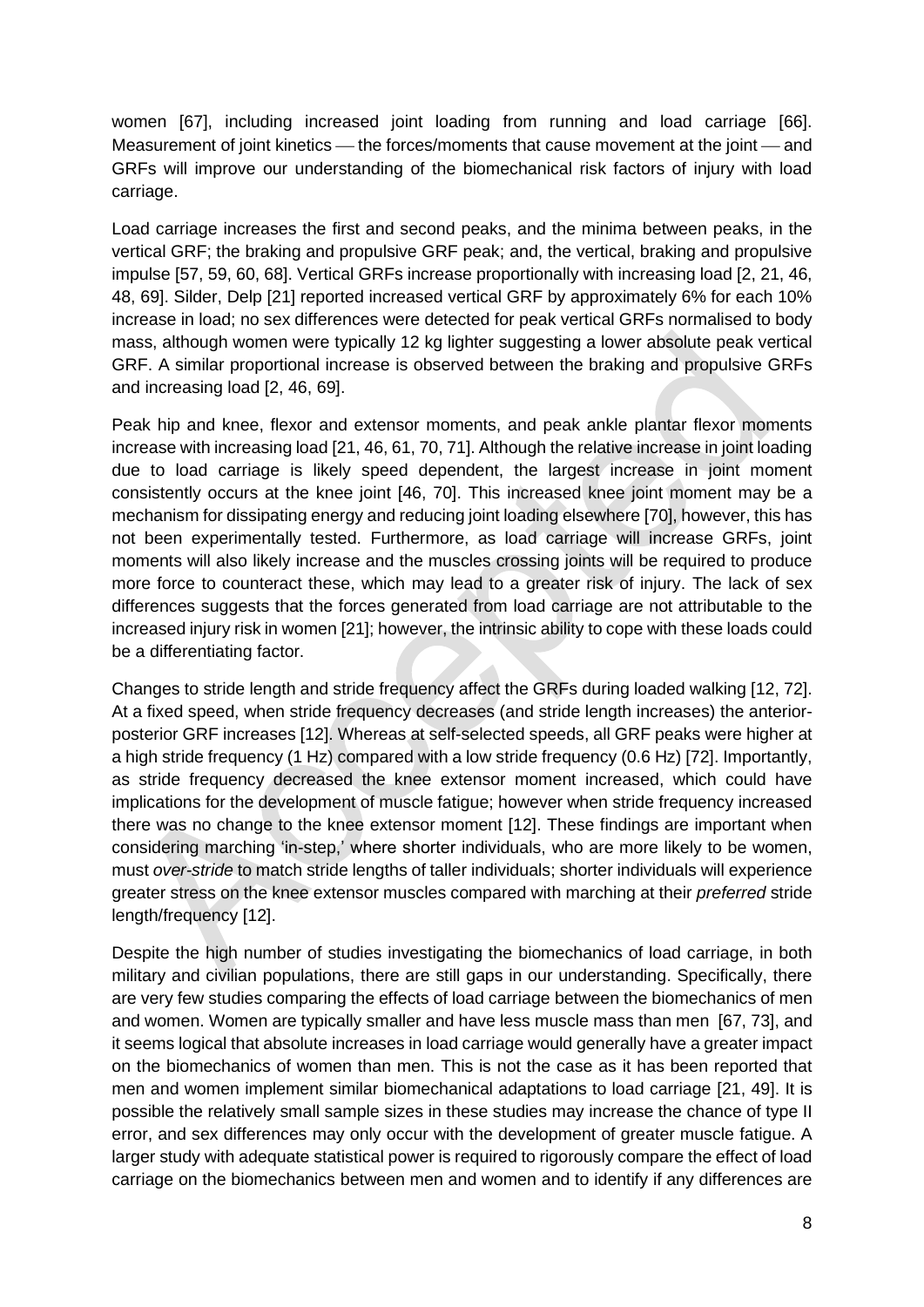women [67], including increased joint loading from running and load carriage [66]. Measurement of joint kinetics — the forces/moments that cause movement at the joint — and GRFs will improve our understanding of the biomechanical risk factors of injury with load carriage.

Load carriage increases the first and second peaks, and the minima between peaks, in the vertical GRF; the braking and propulsive GRF peak; and, the vertical, braking and propulsive impulse [57, 59, 60, 68]. Vertical GRFs increase proportionally with increasing load [2, 21, 46, 48, 69]. Silder, Delp [21] reported increased vertical GRF by approximately 6% for each 10% increase in load; no sex differences were detected for peak vertical GRFs normalised to body mass, although women were typically 12 kg lighter suggesting a lower absolute peak vertical GRF. A similar proportional increase is observed between the braking and propulsive GRFs and increasing load [2, 46, 69].

Peak hip and knee, flexor and extensor moments, and peak ankle plantar flexor moments increase with increasing load [21, 46, 61, 70, 71]. Although the relative increase in joint loading due to load carriage is likely speed dependent, the largest increase in joint moment consistently occurs at the knee joint [46, 70]. This increased knee joint moment may be a mechanism for dissipating energy and reducing joint loading elsewhere [70], however, this has not been experimentally tested. Furthermore, as load carriage will increase GRFs, joint moments will also likely increase and the muscles crossing joints will be required to produce more force to counteract these, which may lead to a greater risk of injury. The lack of sex differences suggests that the forces generated from load carriage are not attributable to the increased injury risk in women [21]; however, the intrinsic ability to cope with these loads could be a differentiating factor.

Changes to stride length and stride frequency affect the GRFs during loaded walking [12, 72]. At a fixed speed, when stride frequency decreases (and stride length increases) the anterior-posterior GRF increases [12]. Whereas at self-selected speeds, all GRF peaks were higher at a high stride frequency (1 Hz) compared with a low stride frequency (0.6 Hz) [72]. Importantly, as stride frequency decreased the knee extensor moment increased, which could have implications for the development of muscle fatigue; however when stride frequency increased there was no change to the knee extensor moment [12]. These findings are important when considering marching 'in-step,' where shorter individuals, who are more likely to be women, must *over-stride* to match stride lengths of taller individuals; shorter individuals will experience greater stress on the knee extensor muscles compared with marching at their *preferred* stride length/frequency [12].

Despite the high number of studies investigating the biomechanics of load carriage, in both military and civilian populations, there are still gaps in our understanding. Specifically, there are very few studies comparing the effects of load carriage between the biomechanics of men and women. Women are typically smaller and have less muscle mass than men [67, 73], and it seems logical that absolute increases in load carriage would generally have a greater impact on the biomechanics of women than men. This is not the case as it has been reported that men and women implement similar biomechanical adaptations to load carriage [21, 49]. It is possible the relatively small sample sizes in these studies may increase the chance of type II error, and sex differences may only occur with the development of greater muscle fatigue. A larger study with adequate statistical power is required to rigorously compare the effect of load carriage on the biomechanics between men and women and to identify if any differences are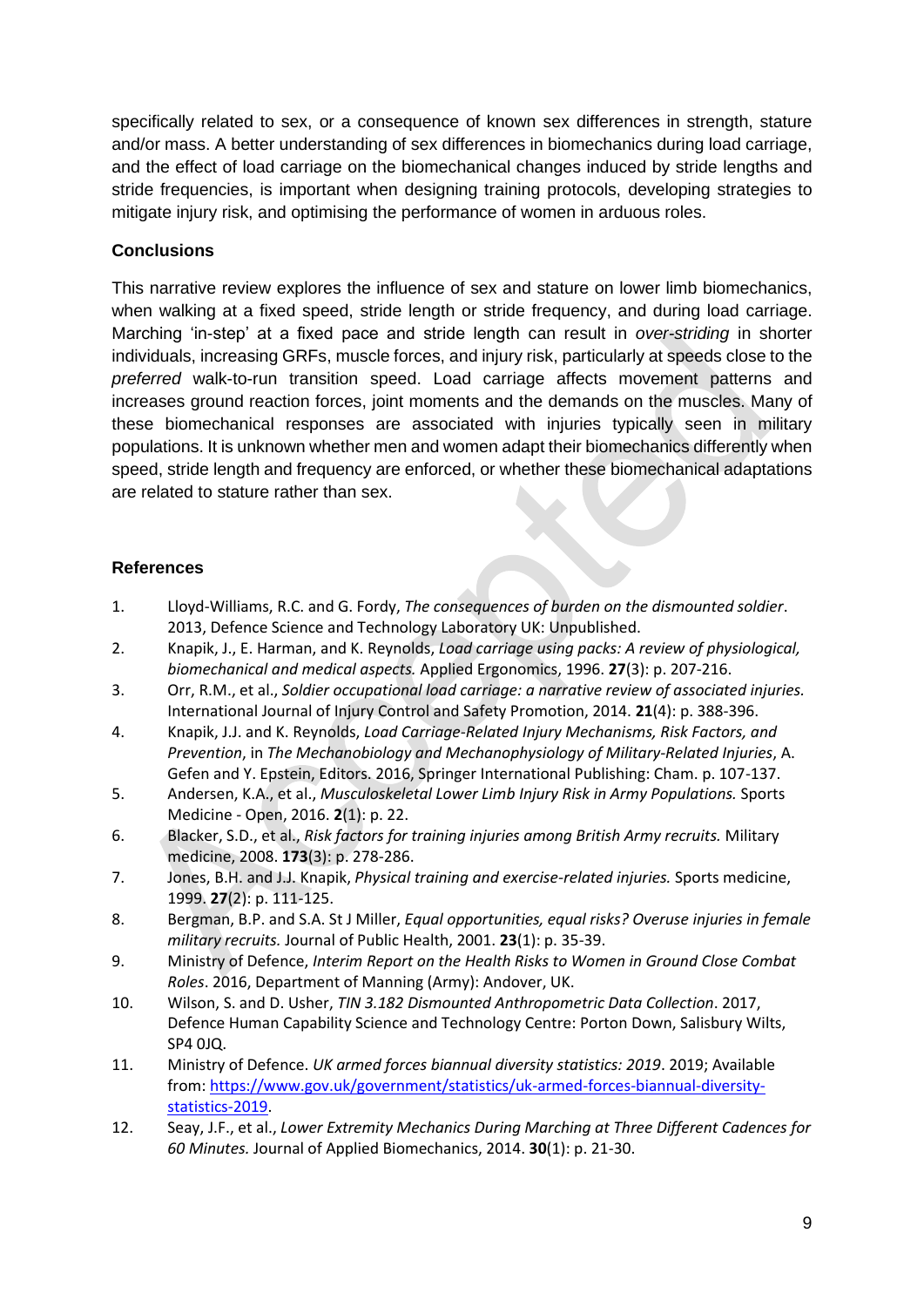specifically related to sex, or a consequence of known sex differences in strength, stature and/or mass. A better understanding of sex differences in biomechanics during load carriage, and the effect of load carriage on the biomechanical changes induced by stride lengths and stride frequencies, is important when designing training protocols, developing strategies to mitigate injury risk, and optimising the performance of women in arduous roles.

### Conclusions

This narrative review explores the influence of sex and stature on lower limb biomechanics, when walking at a fixed speed, stride length or stride frequency, and during load carriage. Marching 'in-step' at a fixed pace and stride length can result in *over-striding* in shorter individuals, increasing GRFs, muscle forces, and injury risk, particularly at speeds close to the *preferred* walk-to-run transition speed. Load carriage affects movement patterns and increases ground reaction forces, joint moments and the demands on the muscles. Many of these biomechanical responses are associated with injuries typically seen in military populations. It is unknown whether men and women adapt their biomechanics differently when speed, stride length and frequency are enforced, or whether these biomechanical adaptations are related to stature rather than sex.

### References

1. Lloyd-Williams, R.C. and G. Fordy, *The consequences of burden on the dismounted soldier*. 2013, Defence Science and Technology Laboratory UK: Unpublished.
2. Knapik, J., E. Harman, and K. Reynolds, *Load carriage using packs: A review of physiological, biomechanical and medical aspects.* Applied Ergonomics, 1996. **27**(3): p. 207-216.
3. Orr, R.M., et al., *Soldier occupational load carriage: a narrative review of associated injuries.* International Journal of Injury Control and Safety Promotion, 2014. **21**(4): p. 388-396.
4. Knapik, J.J. and K. Reynolds, *Load Carriage-Related Injury Mechanisms, Risk Factors, and Prevention*, in *The Mechanobiology and Mechanophysiology of Military-Related Injuries*, A. Gefen and Y. Epstein, Editors. 2016, Springer International Publishing: Cham. p. 107-137.
5. Andersen, K.A., et al., *Musculoskeletal Lower Limb Injury Risk in Army Populations.* Sports Medicine - Open, 2016. **2**(1): p. 22.
6. Blacker, S.D., et al., *Risk factors for training injuries among British Army recruits.* Military medicine, 2008. **173**(3): p. 278-286.
7. Jones, B.H. and J.J. Knapik, *Physical training and exercise-related injuries.* Sports medicine, 1999. **27**(2): p. 111-125.
8. Bergman, B.P. and S.A. St J Miller, *Equal opportunities, equal risks? Overuse injuries in female military recruits.* Journal of Public Health, 2001. **23**(1): p. 35-39.
9. Ministry of Defence, *Interim Report on the Health Risks to Women in Ground Close Combat Roles*. 2016, Department of Manning (Army): Andover, UK.
10. Wilson, S. and D. Usher, *TIN 3.182 Dismounted Anthropometric Data Collection*. 2017, Defence Human Capability Science and Technology Centre: Porton Down, Salisbury Wilts, SP4 0JQ.
11. Ministry of Defence. *UK armed forces biannual diversity statistics: 2019*. 2019; Available from: https://www.gov.uk/government/statistics/uk-armed-forces-biannual-diversity-statistics-2019.
12. Seay, J.F., et al., *Lower Extremity Mechanics During Marching at Three Different Cadences for 60 Minutes.* Journal of Applied Biomechanics, 2014. **30**(1): p. 21-30.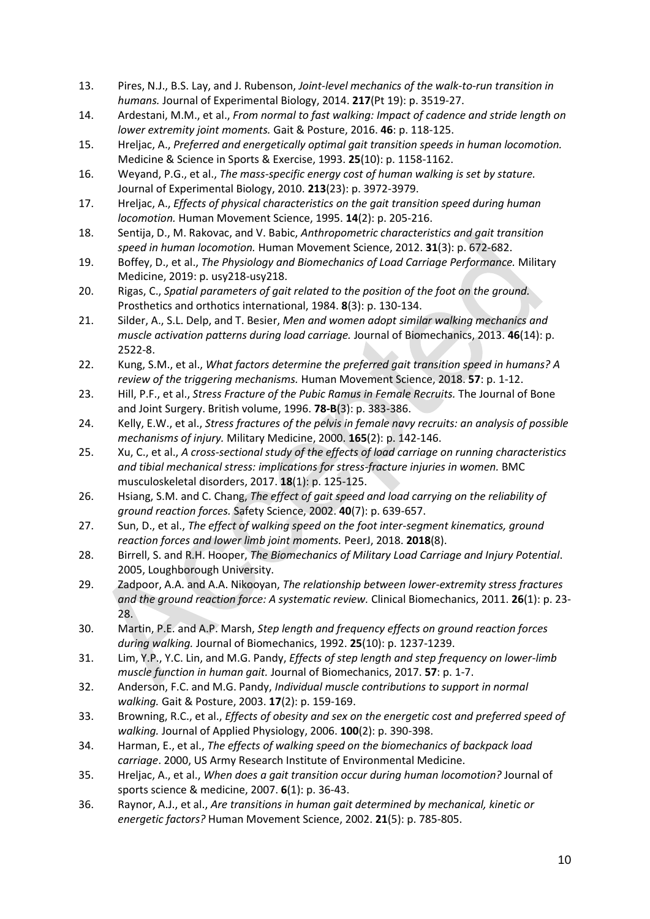13. Pires, N.J., B.S. Lay, and J. Rubenson, *Joint-level mechanics of the walk-to-run transition in humans.* Journal of Experimental Biology, 2014. **217**(Pt 19): p. 3519-27.
14. Ardestani, M.M., et al., *From normal to fast walking: Impact of cadence and stride length on lower extremity joint moments.* Gait & Posture, 2016. **46**: p. 118-125.
15. Hreljac, A., *Preferred and energetically optimal gait transition speeds in human locomotion.* Medicine & Science in Sports & Exercise, 1993. **25**(10): p. 1158-1162.
16. Weyand, P.G., et al., *The mass-specific energy cost of human walking is set by stature.* Journal of Experimental Biology, 2010. **213**(23): p. 3972-3979.
17. Hreljac, A., *Effects of physical characteristics on the gait transition speed during human locomotion.* Human Movement Science, 1995. **14**(2): p. 205-216.
18. Sentija, D., M. Rakovac, and V. Babic, *Anthropometric characteristics and gait transition speed in human locomotion.* Human Movement Science, 2012. **31**(3): p. 672-682.
19. Boffey, D., et al., *The Physiology and Biomechanics of Load Carriage Performance.* Military Medicine, 2019: p. usy218-usy218.
20. Rigas, C., *Spatial parameters of gait related to the position of the foot on the ground.* Prosthetics and orthotics international, 1984. **8**(3): p. 130-134.
21. Silder, A., S.L. Delp, and T. Besier, *Men and women adopt similar walking mechanics and muscle activation patterns during load carriage.* Journal of Biomechanics, 2013. **46**(14): p. 2522-8.
22. Kung, S.M., et al., *What factors determine the preferred gait transition speed in humans? A review of the triggering mechanisms.* Human Movement Science, 2018. **57**: p. 1-12.
23. Hill, P.F., et al., *Stress Fracture of the Pubic Ramus in Female Recruits.* The Journal of Bone and Joint Surgery. British volume, 1996. **78-B**(3): p. 383-386.
24. Kelly, E.W., et al., *Stress fractures of the pelvis in female navy recruits: an analysis of possible mechanisms of injury.* Military Medicine, 2000. **165**(2): p. 142-146.
25. Xu, C., et al., *A cross-sectional study of the effects of load carriage on running characteristics and tibial mechanical stress: implications for stress-fracture injuries in women.* BMC musculoskeletal disorders, 2017. **18**(1): p. 125-125.
26. Hsiang, S.M. and C. Chang, *The effect of gait speed and load carrying on the reliability of ground reaction forces.* Safety Science, 2002. **40**(7): p. 639-657.
27. Sun, D., et al., *The effect of walking speed on the foot inter-segment kinematics, ground reaction forces and lower limb joint moments.* PeerJ, 2018. **2018**(8).
28. Birrell, S. and R.H. Hooper, *The Biomechanics of Military Load Carriage and Injury Potential*. 2005, Loughborough University.
29. Zadpoor, A.A. and A.A. Nikooyan, *The relationship between lower-extremity stress fractures and the ground reaction force: A systematic review.* Clinical Biomechanics, 2011. **26**(1): p. 23-28.
30. Martin, P.E. and A.P. Marsh, *Step length and frequency effects on ground reaction forces during walking.* Journal of Biomechanics, 1992. **25**(10): p. 1237-1239.
31. Lim, Y.P., Y.C. Lin, and M.G. Pandy, *Effects of step length and step frequency on lower-limb muscle function in human gait.* Journal of Biomechanics, 2017. **57**: p. 1-7.
32. Anderson, F.C. and M.G. Pandy, *Individual muscle contributions to support in normal walking.* Gait & Posture, 2003. **17**(2): p. 159-169.
33. Browning, R.C., et al., *Effects of obesity and sex on the energetic cost and preferred speed of walking.* Journal of Applied Physiology, 2006. **100**(2): p. 390-398.
34. Harman, E., et al., *The effects of walking speed on the biomechanics of backpack load carriage*. 2000, US Army Research Institute of Environmental Medicine.
35. Hreljac, A., et al., *When does a gait transition occur during human locomotion?* Journal of sports science & medicine, 2007. **6**(1): p. 36-43.
36. Raynor, A.J., et al., *Are transitions in human gait determined by mechanical, kinetic or energetic factors?* Human Movement Science, 2002. **21**(5): p. 785-805.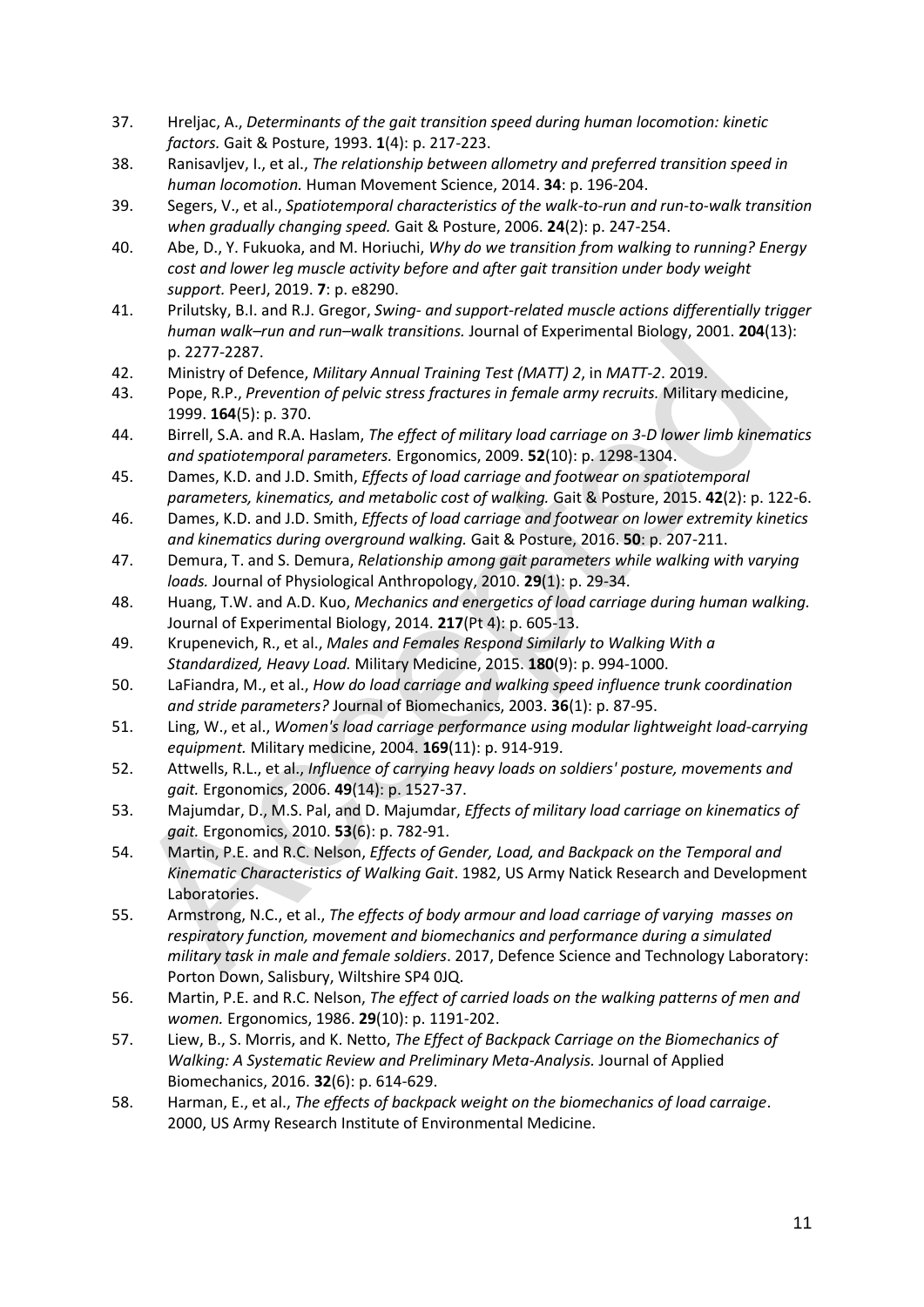37. Hreljac, A., *Determinants of the gait transition speed during human locomotion: kinetic factors.* Gait & Posture, 1993. **1**(4): p. 217-223.
38. Ranisavljev, I., et al., *The relationship between allometry and preferred transition speed in human locomotion.* Human Movement Science, 2014. **34**: p. 196-204.
39. Segers, V., et al., *Spatiotemporal characteristics of the walk-to-run and run-to-walk transition when gradually changing speed.* Gait & Posture, 2006. **24**(2): p. 247-254.
40. Abe, D., Y. Fukuoka, and M. Horiuchi, *Why do we transition from walking to running? Energy cost and lower leg muscle activity before and after gait transition under body weight support.* PeerJ, 2019. **7**: p. e8290.
41. Prilutsky, B.I. and R.J. Gregor, *Swing- and support-related muscle actions differentially trigger human walk–run and run–walk transitions.* Journal of Experimental Biology, 2001. **204**(13): p. 2277-2287.
42. Ministry of Defence, *Military Annual Training Test (MATT) 2*, in *MATT-2*. 2019.
43. Pope, R.P., *Prevention of pelvic stress fractures in female army recruits.* Military medicine, 1999. **164**(5): p. 370.
44. Birrell, S.A. and R.A. Haslam, *The effect of military load carriage on 3-D lower limb kinematics and spatiotemporal parameters.* Ergonomics, 2009. **52**(10): p. 1298-1304.
45. Dames, K.D. and J.D. Smith, *Effects of load carriage and footwear on spatiotemporal parameters, kinematics, and metabolic cost of walking.* Gait & Posture, 2015. **42**(2): p. 122-6.
46. Dames, K.D. and J.D. Smith, *Effects of load carriage and footwear on lower extremity kinetics and kinematics during overground walking.* Gait & Posture, 2016. **50**: p. 207-211.
47. Demura, T. and S. Demura, *Relationship among gait parameters while walking with varying loads.* Journal of Physiological Anthropology, 2010. **29**(1): p. 29-34.
48. Huang, T.W. and A.D. Kuo, *Mechanics and energetics of load carriage during human walking.* Journal of Experimental Biology, 2014. **217**(Pt 4): p. 605-13.
49. Krupenevich, R., et al., *Males and Females Respond Similarly to Walking With a Standardized, Heavy Load.* Military Medicine, 2015. **180**(9): p. 994-1000.
50. LaFiandra, M., et al., *How do load carriage and walking speed influence trunk coordination and stride parameters?* Journal of Biomechanics, 2003. **36**(1): p. 87-95.
51. Ling, W., et al., *Women's load carriage performance using modular lightweight load-carrying equipment.* Military medicine, 2004. **169**(11): p. 914-919.
52. Attwells, R.L., et al., *Influence of carrying heavy loads on soldiers' posture, movements and gait.* Ergonomics, 2006. **49**(14): p. 1527-37.
53. Majumdar, D., M.S. Pal, and D. Majumdar, *Effects of military load carriage on kinematics of gait.* Ergonomics, 2010. **53**(6): p. 782-91.
54. Martin, P.E. and R.C. Nelson, *Effects of Gender, Load, and Backpack on the Temporal and Kinematic Characteristics of Walking Gait*. 1982, US Army Natick Research and Development Laboratories.
55. Armstrong, N.C., et al., *The effects of body armour and load carriage of varying masses on respiratory function, movement and biomechanics and performance during a simulated military task in male and female soldiers*. 2017, Defence Science and Technology Laboratory: Porton Down, Salisbury, Wiltshire SP4 0JQ.
56. Martin, P.E. and R.C. Nelson, *The effect of carried loads on the walking patterns of men and women.* Ergonomics, 1986. **29**(10): p. 1191-202.
57. Liew, B., S. Morris, and K. Netto, *The Effect of Backpack Carriage on the Biomechanics of Walking: A Systematic Review and Preliminary Meta-Analysis.* Journal of Applied Biomechanics, 2016. **32**(6): p. 614-629.
58. Harman, E., et al., *The effects of backpack weight on the biomechanics of load carraige*. 2000, US Army Research Institute of Environmental Medicine.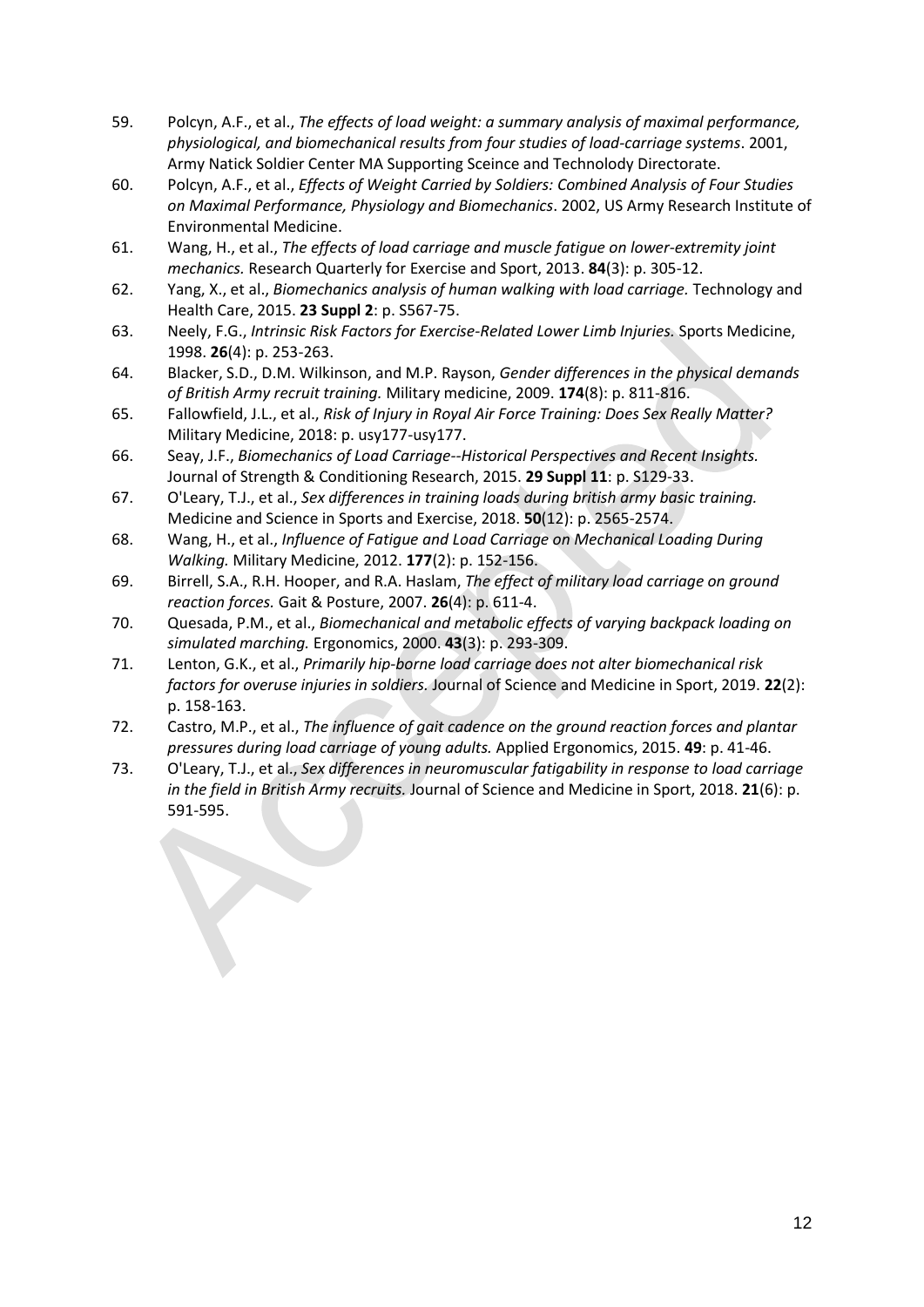59. Polcyn, A.F., et al., *The effects of load weight: a summary analysis of maximal performance, physiological, and biomechanical results from four studies of load-carriage systems*. 2001, Army Natick Soldier Center MA Supporting Sceince and Technolody Directorate.
60. Polcyn, A.F., et al., *Effects of Weight Carried by Soldiers: Combined Analysis of Four Studies on Maximal Performance, Physiology and Biomechanics*. 2002, US Army Research Institute of Environmental Medicine.
61. Wang, H., et al., *The effects of load carriage and muscle fatigue on lower-extremity joint mechanics.* Research Quarterly for Exercise and Sport, 2013. **84**(3): p. 305-12.
62. Yang, X., et al., *Biomechanics analysis of human walking with load carriage.* Technology and Health Care, 2015. **23 Suppl 2**: p. S567-75.
63. Neely, F.G., *Intrinsic Risk Factors for Exercise-Related Lower Limb Injuries.* Sports Medicine, 1998. **26**(4): p. 253-263.
64. Blacker, S.D., D.M. Wilkinson, and M.P. Rayson, *Gender differences in the physical demands of British Army recruit training.* Military medicine, 2009. **174**(8): p. 811-816.
65. Fallowfield, J.L., et al., *Risk of Injury in Royal Air Force Training: Does Sex Really Matter?* Military Medicine, 2018: p. usy177-usy177.
66. Seay, J.F., *Biomechanics of Load Carriage--Historical Perspectives and Recent Insights.* Journal of Strength & Conditioning Research, 2015. **29 Suppl 11**: p. S129-33.
67. O'Leary, T.J., et al., *Sex differences in training loads during british army basic training.* Medicine and Science in Sports and Exercise, 2018. **50**(12): p. 2565-2574.
68. Wang, H., et al., *Influence of Fatigue and Load Carriage on Mechanical Loading During Walking.* Military Medicine, 2012. **177**(2): p. 152-156.
69. Birrell, S.A., R.H. Hooper, and R.A. Haslam, *The effect of military load carriage on ground reaction forces.* Gait & Posture, 2007. **26**(4): p. 611-4.
70. Quesada, P.M., et al., *Biomechanical and metabolic effects of varying backpack loading on simulated marching.* Ergonomics, 2000. **43**(3): p. 293-309.
71. Lenton, G.K., et al., *Primarily hip-borne load carriage does not alter biomechanical risk factors for overuse injuries in soldiers.* Journal of Science and Medicine in Sport, 2019. **22**(2): p. 158-163.
72. Castro, M.P., et al., *The influence of gait cadence on the ground reaction forces and plantar pressures during load carriage of young adults.* Applied Ergonomics, 2015. **49**: p. 41-46.
73. O'Leary, T.J., et al., *Sex differences in neuromuscular fatigability in response to load carriage in the field in British Army recruits.* Journal of Science and Medicine in Sport, 2018. **21**(6): p. 591-595.